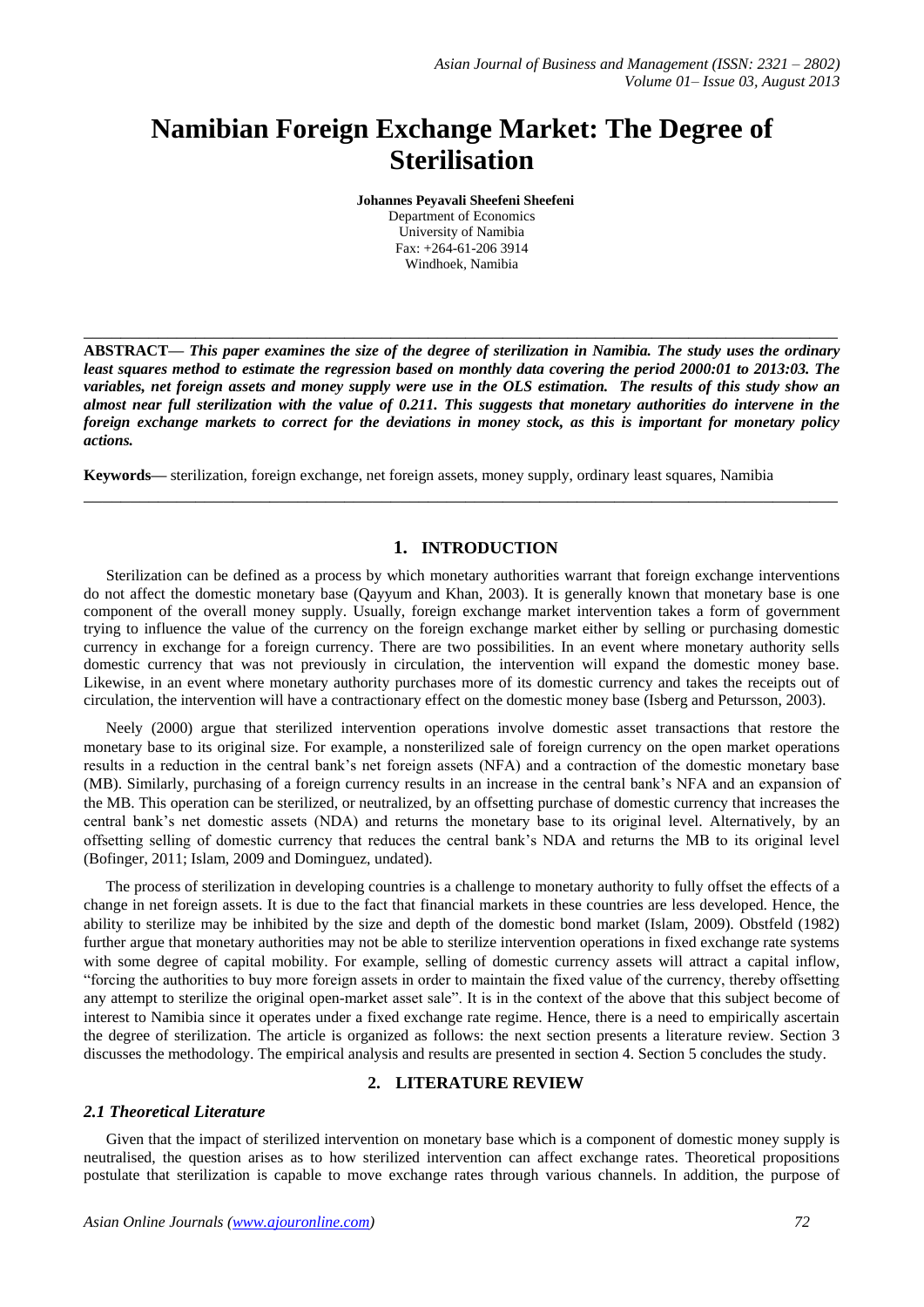# Namibian Foreign Exchange Market: The Degree of Sterilisation

**Johannes Peyavali Sheefeni Sheefeni**
Department of Economics
University of Namibia
Fax: +264-61-206 3914
Windhoek, Namibia

---

**ABSTRACT—** ***This paper examines the size of the degree of sterilization in Namibia. The study uses the ordinary least squares method to estimate the regression based on monthly data covering the period 2000:01 to 2013:03. The variables, net foreign assets and money supply were use in the OLS estimation. The results of this study show an almost near full sterilization with the value of 0.211. This suggests that monetary authorities do intervene in the foreign exchange markets to correct for the deviations in money stock, as this is important for monetary policy actions.***

**Keywords—** sterilization, foreign exchange, net foreign assets, money supply, ordinary least squares, Namibia

---

## 1. INTRODUCTION

Sterilization can be defined as a process by which monetary authorities warrant that foreign exchange interventions do not affect the domestic monetary base (Qayyum and Khan, 2003). It is generally known that monetary base is one component of the overall money supply. Usually, foreign exchange market intervention takes a form of government trying to influence the value of the currency on the foreign exchange market either by selling or purchasing domestic currency in exchange for a foreign currency. There are two possibilities. In an event where monetary authority sells domestic currency that was not previously in circulation, the intervention will expand the domestic money base. Likewise, in an event where monetary authority purchases more of its domestic currency and takes the receipts out of circulation, the intervention will have a contractionary effect on the domestic money base (Isberg and Petursson, 2003).

Neely (2000) argue that sterilized intervention operations involve domestic asset transactions that restore the monetary base to its original size. For example, a nonsterilized sale of foreign currency on the open market operations results in a reduction in the central bank's net foreign assets (NFA) and a contraction of the domestic monetary base (MB). Similarly, purchasing of a foreign currency results in an increase in the central bank's NFA and an expansion of the MB. This operation can be sterilized, or neutralized, by an offsetting purchase of domestic currency that increases the central bank's net domestic assets (NDA) and returns the monetary base to its original level. Alternatively, by an offsetting selling of domestic currency that reduces the central bank's NDA and returns the MB to its original level (Bofinger, 2011; Islam, 2009 and Dominguez, undated).

The process of sterilization in developing countries is a challenge to monetary authority to fully offset the effects of a change in net foreign assets. It is due to the fact that financial markets in these countries are less developed. Hence, the ability to sterilize may be inhibited by the size and depth of the domestic bond market (Islam, 2009). Obstfeld (1982) further argue that monetary authorities may not be able to sterilize intervention operations in fixed exchange rate systems with some degree of capital mobility. For example, selling of domestic currency assets will attract a capital inflow, "forcing the authorities to buy more foreign assets in order to maintain the fixed value of the currency, thereby offsetting any attempt to sterilize the original open-market asset sale". It is in the context of the above that this subject become of interest to Namibia since it operates under a fixed exchange rate regime. Hence, there is a need to empirically ascertain the degree of sterilization. The article is organized as follows: the next section presents a literature review. Section 3 discusses the methodology. The empirical analysis and results are presented in section 4. Section 5 concludes the study.

## 2. LITERATURE REVIEW

### *2.1 Theoretical Literature*

Given that the impact of sterilized intervention on monetary base which is a component of domestic money supply is neutralised, the question arises as to how sterilized intervention can affect exchange rates. Theoretical propositions postulate that sterilization is capable to move exchange rates through various channels. In addition, the purpose of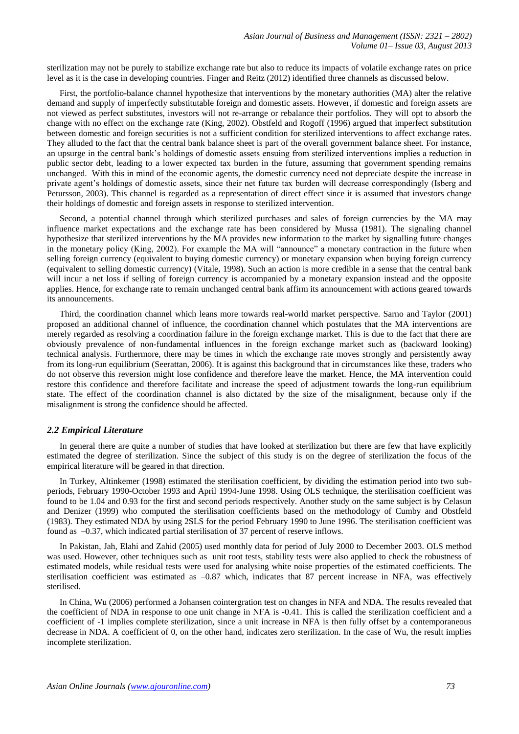sterilization may not be purely to stabilize exchange rate but also to reduce its impacts of volatile exchange rates on price level as it is the case in developing countries. Finger and Reitz (2012) identified three channels as discussed below.

First, the portfolio-balance channel hypothesize that interventions by the monetary authorities (MA) alter the relative demand and supply of imperfectly substitutable foreign and domestic assets. However, if domestic and foreign assets are not viewed as perfect substitutes, investors will not re-arrange or rebalance their portfolios. They will opt to absorb the change with no effect on the exchange rate (King, 2002). Obstfeld and Rogoff (1996) argued that imperfect substitution between domestic and foreign securities is not a sufficient condition for sterilized interventions to affect exchange rates. They alluded to the fact that the central bank balance sheet is part of the overall government balance sheet. For instance, an upsurge in the central bank's holdings of domestic assets ensuing from sterilized interventions implies a reduction in public sector debt, leading to a lower expected tax burden in the future, assuming that government spending remains unchanged. With this in mind of the economic agents, the domestic currency need not depreciate despite the increase in private agent's holdings of domestic assets, since their net future tax burden will decrease correspondingly (Isberg and Petursson, 2003). This channel is regarded as a representation of direct effect since it is assumed that investors change their holdings of domestic and foreign assets in response to sterilized intervention.

Second, a potential channel through which sterilized purchases and sales of foreign currencies by the MA may influence market expectations and the exchange rate has been considered by Mussa (1981). The signaling channel hypothesize that sterilized interventions by the MA provides new information to the market by signalling future changes in the monetary policy (King, 2002). For example the MA will "announce" a monetary contraction in the future when selling foreign currency (equivalent to buying domestic currency) or monetary expansion when buying foreign currency (equivalent to selling domestic currency) (Vitale, 1998). Such an action is more credible in a sense that the central bank will incur a net loss if selling of foreign currency is accompanied by a monetary expansion instead and the opposite applies. Hence, for exchange rate to remain unchanged central bank affirm its announcement with actions geared towards its announcements.

Third, the coordination channel which leans more towards real-world market perspective. Sarno and Taylor (2001) proposed an additional channel of influence, the coordination channel which postulates that the MA interventions are merely regarded as resolving a coordination failure in the foreign exchange market. This is due to the fact that there are obviously prevalence of non-fundamental influences in the foreign exchange market such as (backward looking) technical analysis. Furthermore, there may be times in which the exchange rate moves strongly and persistently away from its long-run equilibrium (Seerattan, 2006). It is against this background that in circumstances like these, traders who do not observe this reversion might lose confidence and therefore leave the market. Hence, the MA intervention could restore this confidence and therefore facilitate and increase the speed of adjustment towards the long-run equilibrium state. The effect of the coordination channel is also dictated by the size of the misalignment, because only if the misalignment is strong the confidence should be affected.

### *2.2 Empirical Literature*

In general there are quite a number of studies that have looked at sterilization but there are few that have explicitly estimated the degree of sterilization. Since the subject of this study is on the degree of sterilization the focus of the empirical literature will be geared in that direction.

In Turkey, Altinkemer (1998) estimated the sterilisation coefficient, by dividing the estimation period into two sub-periods, February 1990-October 1993 and April 1994-June 1998. Using OLS technique, the sterilisation coefficient was found to be 1.04 and 0.93 for the first and second periods respectively. Another study on the same subject is by Celasun and Denizer (1999) who computed the sterilisation coefficients based on the methodology of Cumby and Obstfeld (1983). They estimated NDA by using 2SLS for the period February 1990 to June 1996. The sterilisation coefficient was found as –0.37, which indicated partial sterilisation of 37 percent of reserve inflows.

In Pakistan, Jah, Elahi and Zahid (2005) used monthly data for period of July 2000 to December 2003. OLS method was used. However, other techniques such as unit root tests, stability tests were also applied to check the robustness of estimated models, while residual tests were used for analysing white noise properties of the estimated coefficients. The sterilisation coefficient was estimated as –0.87 which, indicates that 87 percent increase in NFA, was effectively sterilised.

In China, Wu (2006) performed a Johansen cointergration test on changes in NFA and NDA. The results revealed that the coefficient of NDA in response to one unit change in NFA is -0.41. This is called the sterilization coefficient and a coefficient of -1 implies complete sterilization, since a unit increase in NFA is then fully offset by a contemporaneous decrease in NDA. A coefficient of 0, on the other hand, indicates zero sterilization. In the case of Wu, the result implies incomplete sterilization.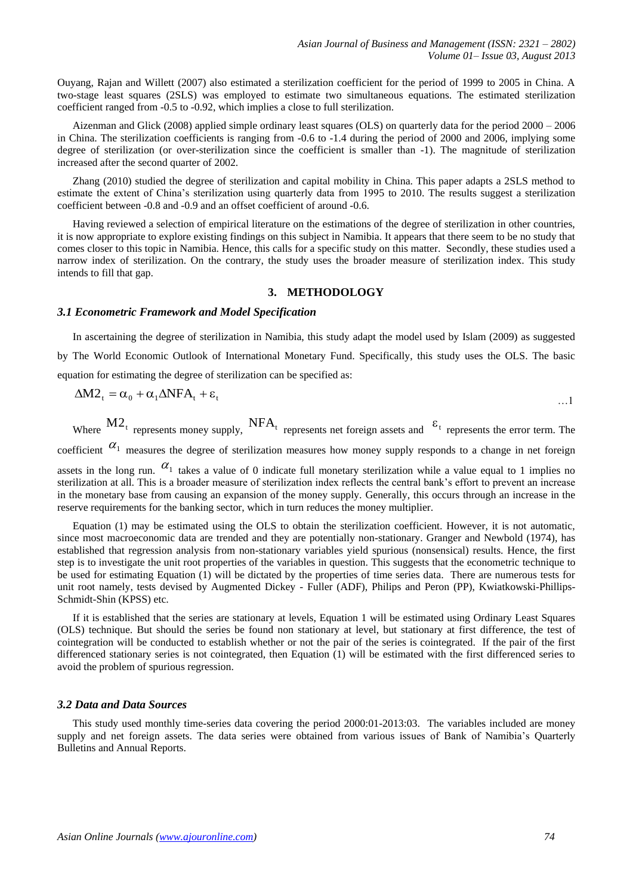Ouyang, Rajan and Willett (2007) also estimated a sterilization coefficient for the period of 1999 to 2005 in China. A two-stage least squares (2SLS) was employed to estimate two simultaneous equations. The estimated sterilization coefficient ranged from -0.5 to -0.92, which implies a close to full sterilization.

Aizenman and Glick (2008) applied simple ordinary least squares (OLS) on quarterly data for the period 2000 – 2006 in China. The sterilization coefficients is ranging from -0.6 to -1.4 during the period of 2000 and 2006, implying some degree of sterilization (or over-sterilization since the coefficient is smaller than -1). The magnitude of sterilization increased after the second quarter of 2002.

Zhang (2010) studied the degree of sterilization and capital mobility in China. This paper adapts a 2SLS method to estimate the extent of China's sterilization using quarterly data from 1995 to 2010. The results suggest a sterilization coefficient between -0.8 and -0.9 and an offset coefficient of around -0.6.

Having reviewed a selection of empirical literature on the estimations of the degree of sterilization in other countries, it is now appropriate to explore existing findings on this subject in Namibia. It appears that there seem to be no study that comes closer to this topic in Namibia. Hence, this calls for a specific study on this matter. Secondly, these studies used a narrow index of sterilization. On the contrary, the study uses the broader measure of sterilization index. This study intends to fill that gap.

## 3. METHODOLOGY

### *3.1 Econometric Framework and Model Specification*

In ascertaining the degree of sterilization in Namibia, this study adapt the model used by Islam (2009) as suggested by The World Economic Outlook of International Monetary Fund. Specifically, this study uses the OLS. The basic equation for estimating the degree of sterilization can be specified as:

$$\Delta M2_t = \alpha_0 + \alpha_1 \Delta NFA_t + \varepsilon_t \qquad \ldots 1$$

Where $M2_t$ represents money supply, $NFA_t$ represents net foreign assets and $\varepsilon_t$ represents the error term. The coefficient $\alpha_1$ measures the degree of sterilization measures how money supply responds to a change in net foreign assets in the long run. $\alpha_1$ takes a value of 0 indicate full monetary sterilization while a value equal to 1 implies no sterilization at all. This is a broader measure of sterilization index reflects the central bank's effort to prevent an increase in the monetary base from causing an expansion of the money supply. Generally, this occurs through an increase in the reserve requirements for the banking sector, which in turn reduces the money multiplier.

Equation (1) may be estimated using the OLS to obtain the sterilization coefficient. However, it is not automatic, since most macroeconomic data are trended and they are potentially non-stationary. Granger and Newbold (1974), has established that regression analysis from non-stationary variables yield spurious (nonsensical) results. Hence, the first step is to investigate the unit root properties of the variables in question. This suggests that the econometric technique to be used for estimating Equation (1) will be dictated by the properties of time series data. There are numerous tests for unit root namely, tests devised by Augmented Dickey - Fuller (ADF), Philips and Peron (PP), Kwiatkowski-Phillips-Schmidt-Shin (KPSS) etc.

If it is established that the series are stationary at levels, Equation 1 will be estimated using Ordinary Least Squares (OLS) technique. But should the series be found non stationary at level, but stationary at first difference, the test of cointegration will be conducted to establish whether or not the pair of the series is cointegrated. If the pair of the first differenced stationary series is not cointegrated, then Equation (1) will be estimated with the first differenced series to avoid the problem of spurious regression.

### *3.2 Data and Data Sources*

This study used monthly time-series data covering the period 2000:01-2013:03. The variables included are money supply and net foreign assets. The data series were obtained from various issues of Bank of Namibia's Quarterly Bulletins and Annual Reports.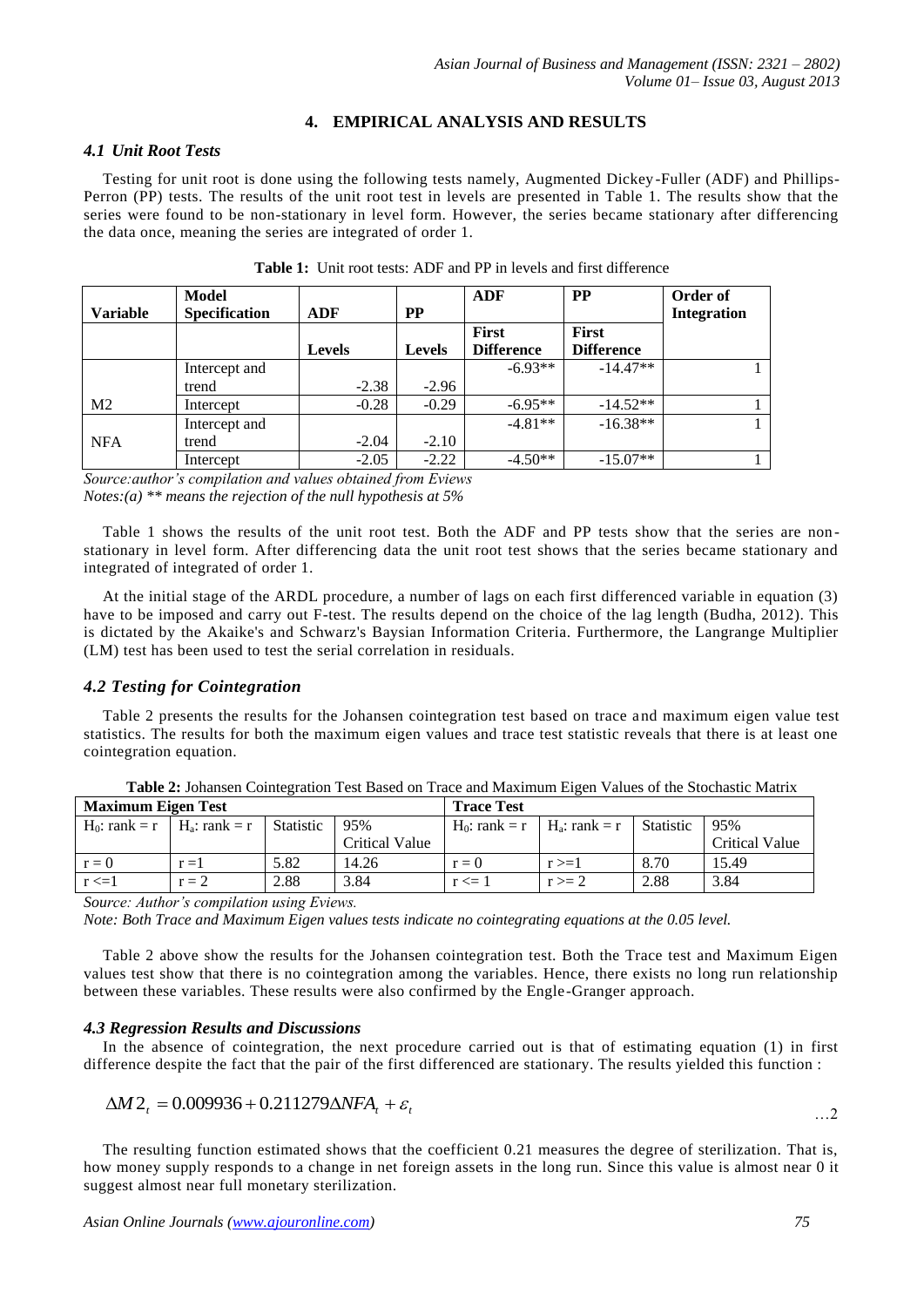## 4. EMPIRICAL ANALYSIS AND RESULTS

### *4.1 Unit Root Tests*

Testing for unit root is done using the following tests namely, Augmented Dickey-Fuller (ADF) and Phillips-Perron (PP) tests. The results of the unit root test in levels are presented in Table 1. The results show that the series were found to be non-stationary in level form. However, the series became stationary after differencing the data once, meaning the series are integrated of order 1.

**Table 1:** Unit root tests: ADF and PP in levels and first difference

| Variable | Model Specification | ADF | PP | ADF | PP | Order of Integration |
|---|---|---|---|---|---|---|
| | | Levels | Levels | First Difference | First Difference | |
| | Intercept and trend | -2.38 | -2.96 | -6.93** | -14.47** | 1 |
| M2 | Intercept | -0.28 | -0.29 | -6.95** | -14.52** | 1 |
| | Intercept and trend | -2.04 | -2.10 | -4.81** | -16.38** | 1 |
| NFA | Intercept | -2.05 | -2.22 | -4.50** | -15.07** | 1 |

*Source:author's compilation and values obtained from Eviews*
*Notes:(a) ** means the rejection of the null hypothesis at 5%*

Table 1 shows the results of the unit root test. Both the ADF and PP tests show that the series are non-stationary in level form. After differencing data the unit root test shows that the series became stationary and integrated of integrated of order 1.

At the initial stage of the ARDL procedure, a number of lags on each first differenced variable in equation (3) have to be imposed and carry out F-test. The results depend on the choice of the lag length (Budha, 2012). This is dictated by the Akaike's and Schwarz's Baysian Information Criteria. Furthermore, the Langrange Multiplier (LM) test has been used to test the serial correlation in residuals.

### *4.2 Testing for Cointegration*

Table 2 presents the results for the Johansen cointegration test based on trace and maximum eigen value test statistics. The results for both the maximum eigen values and trace test statistic reveals that there is at least one cointegration equation.

**Table 2:** Johansen Cointegration Test Based on Trace and Maximum Eigen Values of the Stochastic Matrix

| Maximum Eigen Test | | | | Trace Test | | | |
|---|---|---|---|---|---|---|---|
| $H_0$: rank = r | $H_a$: rank = r | Statistic | 95% Critical Value | $H_0$: rank = r | $H_a$: rank = r | Statistic | 95% Critical Value |
| r = 0 | r =1 | 5.82 | 14.26 | r = 0 | r >=1 | 8.70 | 15.49 |
| r <=1 | r = 2 | 2.88 | 3.84 | r <= 1 | r >= 2 | 2.88 | 3.84 |

*Source: Author's compilation using Eviews.*
*Note: Both Trace and Maximum Eigen values tests indicate no cointegrating equations at the 0.05 level.*

Table 2 above show the results for the Johansen cointegration test. Both the Trace test and Maximum Eigen values test show that there is no cointegration among the variables. Hence, there exists no long run relationship between these variables. These results were also confirmed by the Engle-Granger approach.

### *4.3 Regression Results and Discussions*

In the absence of cointegration, the next procedure carried out is that of estimating equation (1) in first difference despite the fact that the pair of the first differenced are stationary. The results yielded this function :

$$\Delta M2_t = 0.009936 + 0.211279\Delta NFA_t + \varepsilon_t \qquad \ldots 2$$

The resulting function estimated shows that the coefficient 0.21 measures the degree of sterilization. That is, how money supply responds to a change in net foreign assets in the long run. Since this value is almost near 0 it suggest almost near full monetary sterilization.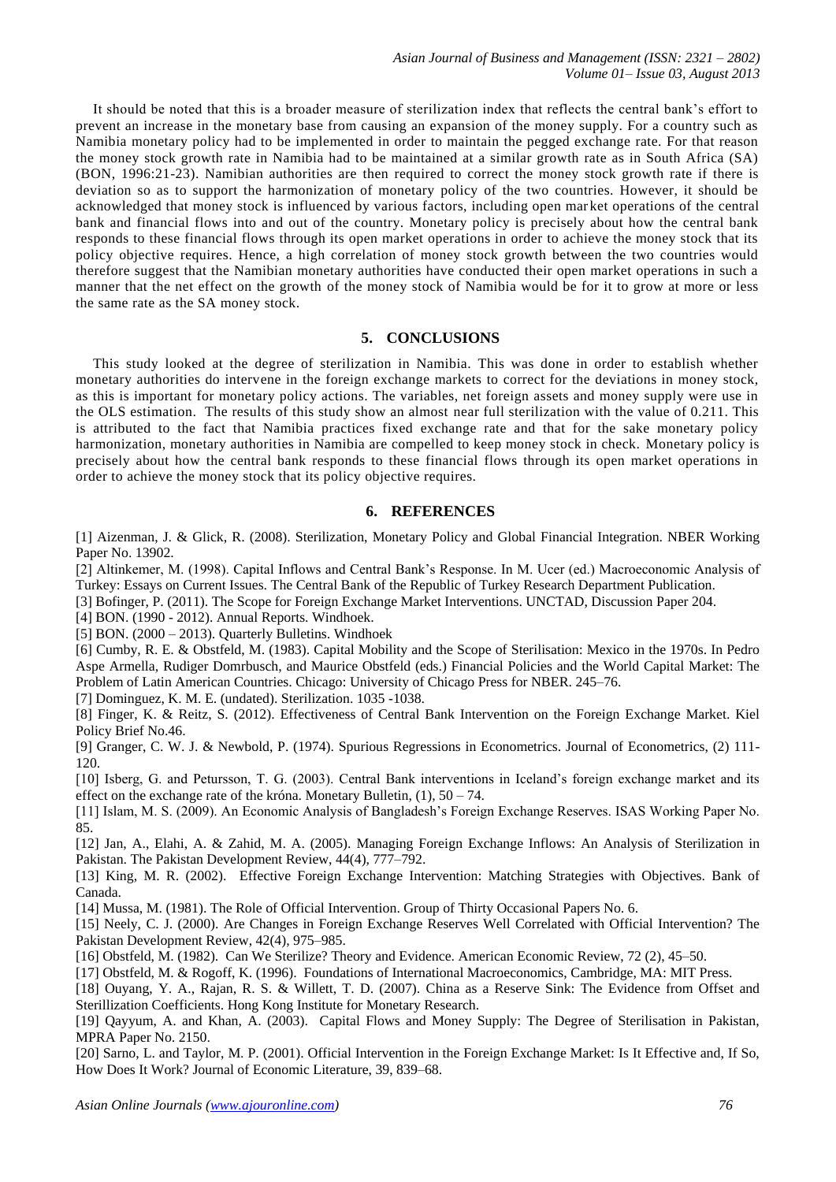It should be noted that this is a broader measure of sterilization index that reflects the central bank's effort to prevent an increase in the monetary base from causing an expansion of the money supply. For a country such as Namibia monetary policy had to be implemented in order to maintain the pegged exchange rate. For that reason the money stock growth rate in Namibia had to be maintained at a similar growth rate as in South Africa (SA) (BON, 1996:21-23). Namibian authorities are then required to correct the money stock growth rate if there is deviation so as to support the harmonization of monetary policy of the two countries. However, it should be acknowledged that money stock is influenced by various factors, including open market operations of the central bank and financial flows into and out of the country. Monetary policy is precisely about how the central bank responds to these financial flows through its open market operations in order to achieve the money stock that its policy objective requires. Hence, a high correlation of money stock growth between the two countries would therefore suggest that the Namibian monetary authorities have conducted their open market operations in such a manner that the net effect on the growth of the money stock of Namibia would be for it to grow at more or less the same rate as the SA money stock.

## 5. CONCLUSIONS

This study looked at the degree of sterilization in Namibia. This was done in order to establish whether monetary authorities do intervene in the foreign exchange markets to correct for the deviations in money stock, as this is important for monetary policy actions. The variables, net foreign assets and money supply were use in the OLS estimation. The results of this study show an almost near full sterilization with the value of 0.211. This is attributed to the fact that Namibia practices fixed exchange rate and that for the sake monetary policy harmonization, monetary authorities in Namibia are compelled to keep money stock in check. Monetary policy is precisely about how the central bank responds to these financial flows through its open market operations in order to achieve the money stock that its policy objective requires.

## 6. REFERENCES

[1] Aizenman, J. & Glick, R. (2008). Sterilization, Monetary Policy and Global Financial Integration. NBER Working Paper No. 13902.

[2] Altinkemer, M. (1998). Capital Inflows and Central Bank's Response. In M. Ucer (ed.) Macroeconomic Analysis of Turkey: Essays on Current Issues. The Central Bank of the Republic of Turkey Research Department Publication.

[3] Bofinger, P. (2011). The Scope for Foreign Exchange Market Interventions. UNCTAD, Discussion Paper 204.

[4] BON. (1990 - 2012). Annual Reports. Windhoek.

[5] BON. (2000 – 2013). Quarterly Bulletins. Windhoek

[6] Cumby, R. E. & Obstfeld, M. (1983). Capital Mobility and the Scope of Sterilisation: Mexico in the 1970s. In Pedro Aspe Armella, Rudiger Domrbusch, and Maurice Obstfeld (eds.) Financial Policies and the World Capital Market: The Problem of Latin American Countries. Chicago: University of Chicago Press for NBER. 245–76.

[7] Dominguez, K. M. E. (undated). Sterilization. 1035 -1038.

[8] Finger, K. & Reitz, S. (2012). Effectiveness of Central Bank Intervention on the Foreign Exchange Market. Kiel Policy Brief No.46.

[9] Granger, C. W. J. & Newbold, P. (1974). Spurious Regressions in Econometrics. Journal of Econometrics, (2) 111-120.

[10] Isberg, G. and Petursson, T. G. (2003). Central Bank interventions in Iceland's foreign exchange market and its effect on the exchange rate of the króna. Monetary Bulletin, (1), 50 – 74.

[11] Islam, M. S. (2009). An Economic Analysis of Bangladesh's Foreign Exchange Reserves. ISAS Working Paper No. 85.

[12] Jan, A., Elahi, A. & Zahid, M. A. (2005). Managing Foreign Exchange Inflows: An Analysis of Sterilization in Pakistan. The Pakistan Development Review, 44(4), 777–792.

[13] King, M. R. (2002). Effective Foreign Exchange Intervention: Matching Strategies with Objectives. Bank of Canada.

[14] Mussa, M. (1981). The Role of Official Intervention. Group of Thirty Occasional Papers No. 6.

[15] Neely, C. J. (2000). Are Changes in Foreign Exchange Reserves Well Correlated with Official Intervention? The Pakistan Development Review, 42(4), 975–985.

[16] Obstfeld, M. (1982). Can We Sterilize? Theory and Evidence. American Economic Review, 72 (2), 45–50.

[17] Obstfeld, M. & Rogoff, K. (1996). Foundations of International Macroeconomics, Cambridge, MA: MIT Press.

[18] Ouyang, Y. A., Rajan, R. S. & Willett, T. D. (2007). China as a Reserve Sink: The Evidence from Offset and Sterillization Coefficients. Hong Kong Institute for Monetary Research.

[19] Qayyum, A. and Khan, A. (2003). Capital Flows and Money Supply: The Degree of Sterilisation in Pakistan, MPRA Paper No. 2150.

[20] Sarno, L. and Taylor, M. P. (2001). Official Intervention in the Foreign Exchange Market: Is It Effective and, If So, How Does It Work? Journal of Economic Literature, 39, 839–68.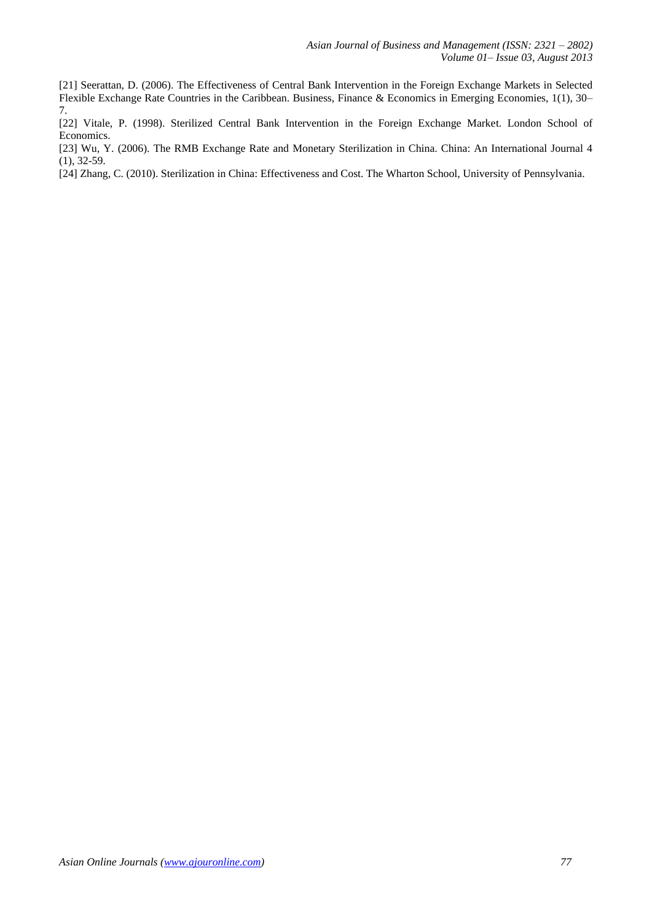[21] Seerattan, D. (2006). The Effectiveness of Central Bank Intervention in the Foreign Exchange Markets in Selected Flexible Exchange Rate Countries in the Caribbean. Business, Finance & Economics in Emerging Economies, 1(1), 30–7.

[22] Vitale, P. (1998). Sterilized Central Bank Intervention in the Foreign Exchange Market. London School of Economics.

[23] Wu, Y. (2006). The RMB Exchange Rate and Monetary Sterilization in China. China: An International Journal 4 (1), 32-59.

[24] Zhang, C. (2010). Sterilization in China: Effectiveness and Cost. The Wharton School, University of Pennsylvania.